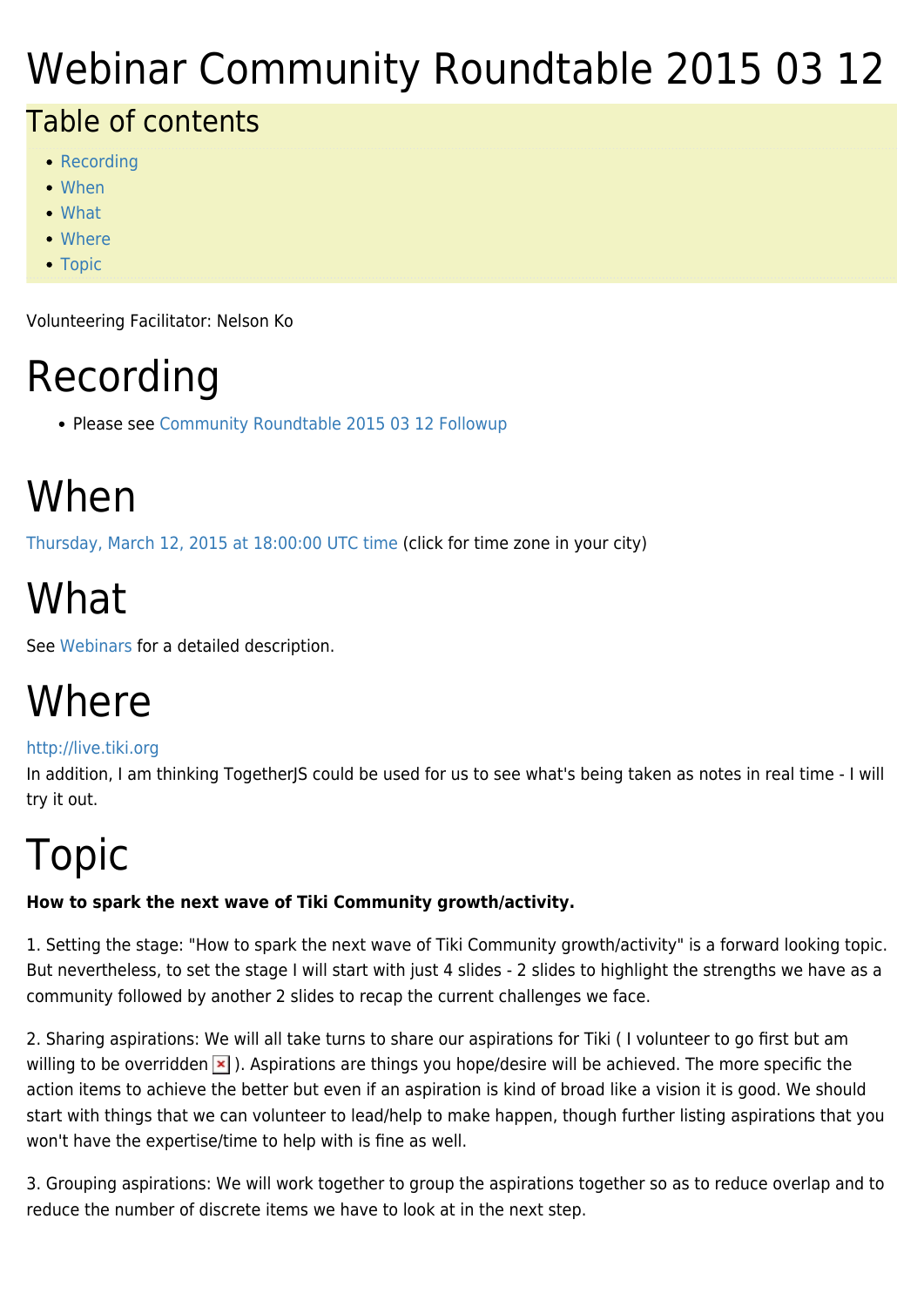# Webinar Community Roundtable 2015 03 12

## Table of contents

- Recording
- When
- What
- Where
- Topic

Volunteering Facilitator: Nelson Ko

# Recording

- Please see Community Roundtable 2015 03 12 Followup

# When

Thursday, March 12, 2015 at 18:00:00 UTC time (click for time zone in your city)

# What

See Webinars for a detailed description.

# Where

http://live.tiki.org
In addition, I am thinking TogetherJS could be used for us to see what's being taken as notes in real time - I will try it out.

# Topic

**How to spark the next wave of Tiki Community growth/activity.**

1. Setting the stage: "How to spark the next wave of Tiki Community growth/activity" is a forward looking topic. But nevertheless, to set the stage I will start with just 4 slides - 2 slides to highlight the strengths we have as a community followed by another 2 slides to recap the current challenges we face.

2. Sharing aspirations: We will all take turns to share our aspirations for Tiki ( I volunteer to go first but am willing to be overridden ). Aspirations are things you hope/desire will be achieved. The more specific the action items to achieve the better but even if an aspiration is kind of broad like a vision it is good. We should start with things that we can volunteer to lead/help to make happen, though further listing aspirations that you won't have the expertise/time to help with is fine as well.

3. Grouping aspirations: We will work together to group the aspirations together so as to reduce overlap and to reduce the number of discrete items we have to look at in the next step.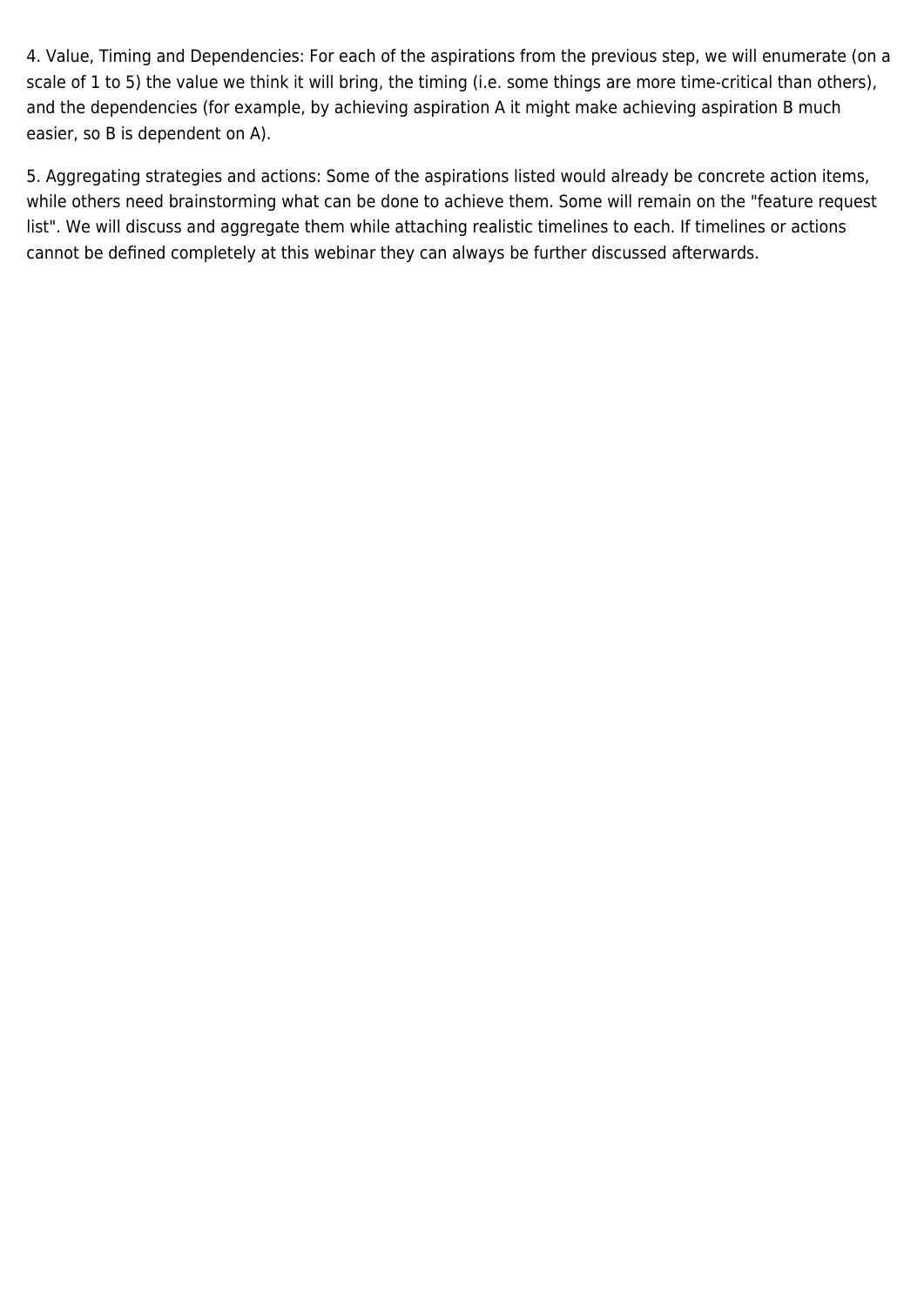4. Value, Timing and Dependencies: For each of the aspirations from the previous step, we will enumerate (on a scale of 1 to 5) the value we think it will bring, the timing (i.e. some things are more time-critical than others), and the dependencies (for example, by achieving aspiration A it might make achieving aspiration B much easier, so B is dependent on A).

5. Aggregating strategies and actions: Some of the aspirations listed would already be concrete action items, while others need brainstorming what can be done to achieve them. Some will remain on the "feature request list". We will discuss and aggregate them while attaching realistic timelines to each. If timelines or actions cannot be defined completely at this webinar they can always be further discussed afterwards.